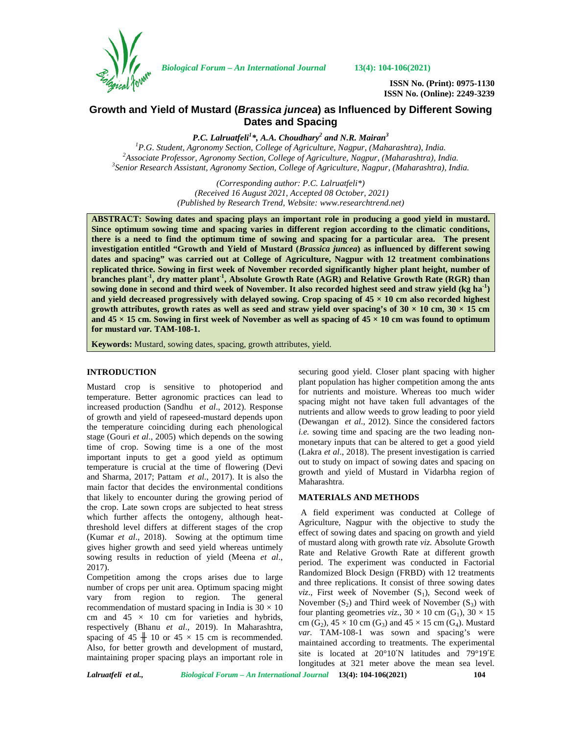# Growth and Yield of Mustard (*Brassica juncea*) as Influenced by Different Sowing Dates and Spacing

***P.C. Lalruatfeli[1]\*, A.A. Choudhary[2] and N.R. Mairan[3]***

[1]P.G. Student, Agronomy Section, College of Agriculture, Nagpur, (Maharashtra), India.
[2]Associate Professor, Agronomy Section, College of Agriculture, Nagpur, (Maharashtra), India.
[3]Senior Research Assistant, Agronomy Section, College of Agriculture, Nagpur, (Maharashtra), India.

*(Corresponding author: P.C. Lalruatfeli\*)*
*(Received 16 August 2021, Accepted 08 October, 2021)*
*(Published by Research Trend, Website: www.researchtrend.net)*

**ABSTRACT: Sowing dates and spacing plays an important role in producing a good yield in mustard. Since optimum sowing time and spacing varies in different region according to the climatic conditions, there is a need to find the optimum time of sowing and spacing for a particular area. The present investigation entitled "Growth and Yield of Mustard (*Brassica juncea*) as influenced by different sowing dates and spacing" was carried out at College of Agriculture, Nagpur with 12 treatment combinations replicated thrice. Sowing in first week of November recorded significantly higher plant height, number of branches plant$^{-1}$, dry matter plant$^{-1}$, Absolute Growth Rate (AGR) and Relative Growth Rate (RGR) than sowing done in second and third week of November. It also recorded highest seed and straw yield (kg ha$^{-1}$) and yield decreased progressively with delayed sowing. Crop spacing of 45 × 10 cm also recorded highest growth attributes, growth rates as well as seed and straw yield over spacing's of 30 × 10 cm, 30 × 15 cm and 45 × 15 cm. Sowing in first week of November as well as spacing of 45 × 10 cm was found to optimum for mustard *var.* TAM-108-1.**

**Keywords:** Mustard, sowing dates, spacing, growth attributes, yield.

## INTRODUCTION

Mustard crop is sensitive to photoperiod and temperature. Better agronomic practices can lead to increased production (Sandhu *et al*., 2012). Response of growth and yield of rapeseed-mustard depends upon the temperature coinciding during each phenological stage (Gouri *et al*., 2005) which depends on the sowing time of crop. Sowing time is a one of the most important inputs to get a good yield as optimum temperature is crucial at the time of flowering (Devi and Sharma, 2017; Pattam *et al*., 2017). It is also the main factor that decides the environmental conditions that likely to encounter during the growing period of the crop. Late sown crops are subjected to heat stress which further affects the ontogeny, although heat-threshold level differs at different stages of the crop (Kumar *et al*., 2018). Sowing at the optimum time gives higher growth and seed yield whereas untimely sowing results in reduction of yield (Meena *et al*., 2017).

Competition among the crops arises due to large number of crops per unit area. Optimum spacing might vary from region to region. The general recommendation of mustard spacing in India is 30 × 10 cm and 45 × 10 cm for varieties and hybrids, respectively (Bhanu *et al*., 2019). In Maharashtra, spacing of 45 ╫ 10 or 45 × 15 cm is recommended. Also, for better growth and development of mustard, maintaining proper spacing plays an important role in securing good yield. Closer plant spacing with higher plant population has higher competition among the ants for nutrients and moisture. Whereas too much wider spacing might not have taken full advantages of the nutrients and allow weeds to grow leading to poor yield (Dewangan *et al*., 2012). Since the considered factors *i.e.* sowing time and spacing are the two leading non-monetary inputs that can be altered to get a good yield (Lakra *et al*., 2018). The present investigation is carried out to study on impact of sowing dates and spacing on growth and yield of Mustard in Vidarbha region of Maharashtra.

## MATERIALS AND METHODS

A field experiment was conducted at College of Agriculture, Nagpur with the objective to study the effect of sowing dates and spacing on growth and yield of mustard along with growth rate *viz.* Absolute Growth Rate and Relative Growth Rate at different growth period. The experiment was conducted in Factorial Randomized Block Design (FRBD) with 12 treatments and three replications. It consist of three sowing dates *viz*., First week of November ($S_1$), Second week of November ($S_2$) and Third week of November ($S_3$) with four planting geometries *viz*., 30 × 10 cm ($G_1$), 30 × 15 cm ($G_2$), 45 × 10 cm ($G_3$) and 45 × 15 cm ($G_4$). Mustard *var.* TAM-108-1 was sown and spacing's were maintained according to treatments. The experimental site is located at 20°10′N latitudes and 79°19′E longitudes at 321 meter above the mean sea level.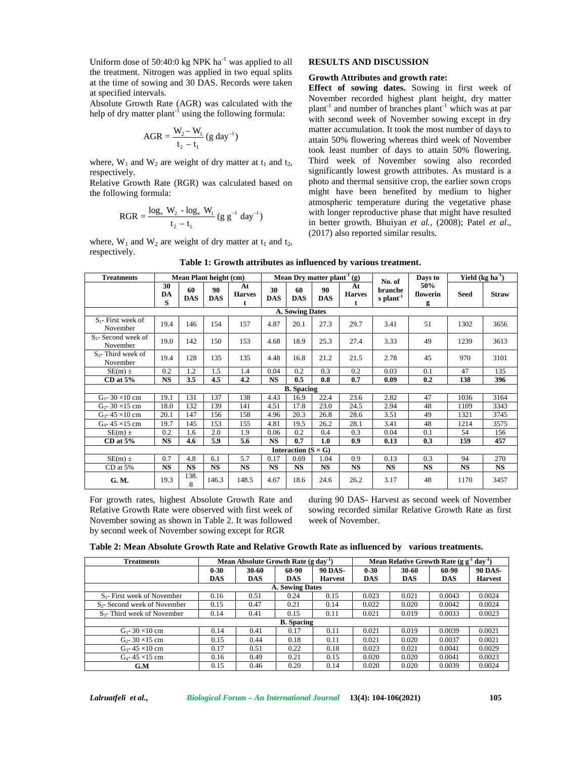Uniform dose of 50:40:0 kg NPK ha$^{-1}$ was applied to all the treatment. Nitrogen was applied in two equal splits at the time of sowing and 30 DAS. Records were taken at specified intervals.

Absolute Growth Rate (AGR) was calculated with the help of dry matter plant$^{-1}$ using the following formula:

$$AGR = \frac{W_2 - W_1}{t_2 - t_1} \text{ (g day}^{-1}\text{)}$$

where, $W_1$ and $W_2$ are weight of dry matter at $t_1$ and $t_2$, respectively.

Relative Growth Rate (RGR) was calculated based on the following formula:

$$RGR = \frac{\log_e W_2 - \log_e W_1}{t_2 - t_1} \text{ (g g}^{-1} \text{ day}^{-1}\text{)}$$

where, $W_1$ and $W_2$ are weight of dry matter at $t_1$ and $t_2$, respectively.

## RESULTS AND DISCUSSION

### Growth Attributes and growth rate:

**Effect of sowing dates.** Sowing in first week of November recorded highest plant height, dry matter plant$^{-1}$ and number of branches plant$^{-1}$ which was at par with second week of November sowing except in dry matter accumulation. It took the most number of days to attain 50% flowering whereas third week of November took least number of days to attain 50% flowering. Third week of November sowing also recorded significantly lowest growth attributes. As mustard is a photo and thermal sensitive crop, the earlier sown crops might have been benefited by medium to higher atmospheric temperature during the vegetative phase with longer reproductive phase that might have resulted in better growth. Bhuiyan *et al.*, (2008); Patel *et al*., (2017) also reported similar results.

**Table 1: Growth attributes as influenced by various treatment.**

| Treatments | Mean Plant height (cm) | | | | Mean Dry matter plant$^{-1}$ (g) | | | | No. of branches plant$^{-1}$ | Days to 50% flowering | Yield (kg ha$^{-1}$) | |
|---|---|---|---|---|---|---|---|---|---|---|---|---|
| | 30 DAS | 60 DAS | 90 DAS | At Harvest | 30 DAS | 60 DAS | 90 DAS | At Harvest | | | Seed | Straw |
| **A. Sowing Dates** | | | | | | | | | | | | |
| $S_1$- First week of November | 19.4 | 146 | 154 | 157 | 4.87 | 20.1 | 27.3 | 29.7 | 3.41 | 51 | 1302 | 3656 |
| $S_2$- Second week of November | 19.0 | 142 | 150 | 153 | 4.68 | 18.9 | 25.3 | 27.4 | 3.33 | 49 | 1239 | 3613 |
| $S_3$- Third week of November | 19.4 | 128 | 135 | 135 | 4.48 | 16.8 | 21.2 | 21.5 | 2.78 | 45 | 970 | 3101 |
| SE(m) ± | 0.2 | 1.2 | 1.5 | 1.4 | 0.04 | 0.2 | 0.3 | 0.2 | 0.03 | 0.1 | 47 | 135 |
| **CD at 5%** | **NS** | **3.5** | **4.5** | **4.2** | **NS** | **0.5** | **0.8** | **0.7** | **0.09** | **0.2** | **138** | **396** |
| **B. Spacing** | | | | | | | | | | | | |
| $G_1$- 30 ×10 cm | 19.1 | 131 | 137 | 138 | 4.43 | 16.9 | 22.4 | 23.6 | 2.82 | 47 | 1036 | 3164 |
| $G_2$- 30 ×15 cm | 18.0 | 132 | 139 | 141 | 4.51 | 17.8 | 23.0 | 24.5 | 2.94 | 48 | 1109 | 3343 |
| $G_3$- 45 ×10 cm | 20.1 | 147 | 156 | 158 | 4.96 | 20.3 | 26.8 | 28.6 | 3.51 | 49 | 1321 | 3745 |
| $G_4$- 45 ×15 cm | 19.7 | 145 | 153 | 155 | 4.81 | 19.5 | 26.2 | 28.1 | 3.41 | 48 | 1214 | 3575 |
| SE(m) ± | 0.2 | 1.6 | 2.0 | 1.9 | 0.06 | 0.2 | 0.4 | 0.3 | 0.04 | 0.1 | 54 | 156 |
| **CD at 5%** | **NS** | **4.6** | **5.9** | **5.6** | **NS** | **0.7** | **1.0** | **0.9** | **0.13** | **0.3** | **159** | **457** |
| **Interaction (S × G)** | | | | | | | | | | | | |
| SE(m) ± | 0.7 | 4.8 | 6.1 | 5.7 | 0.17 | 0.69 | 1.04 | 0.9 | 0.13 | 0.3 | 94 | 270 |
| CD at 5% | **NS** | **NS** | **NS** | **NS** | **NS** | **NS** | **NS** | **NS** | **NS** | **NS** | **NS** | **NS** |
| **G. M.** | 19.3 | 138.8 | 146.3 | 148.5 | 4.67 | 18.6 | 24.6 | 26.2 | 3.17 | 48 | 1170 | 3457 |

For growth rates, highest Absolute Growth Rate and Relative Growth Rate were observed with first week of November sowing as shown in Table 2. It was followed by second week of November sowing except for RGR during 90 DAS- Harvest as second week of November sowing recorded similar Relative Growth Rate as first week of November.

**Table 2: Mean Absolute Growth Rate and Relative Growth Rate as influenced by various treatments.**

| Treatments | Mean Absolute Growth Rate (g day$^{-1}$) | | | | Mean Relative Growth Rate (g g$^{-1}$ day$^{-1}$) | | | |
|---|---|---|---|---|---|---|---|---|
| | 0-30 DAS | 30-60 DAS | 60-90 DAS | 90 DAS-Harvest | 0-30 DAS | 30-60 DAS | 60-90 DAS | 90 DAS-Harvest |
| **A. Sowing Dates** | | | | | | | | |
| $S_1$- First week of November | 0.16 | 0.51 | 0.24 | 0.15 | 0.023 | 0.021 | 0.0043 | 0.0024 |
| $S_2$- Second week of November | 0.15 | 0.47 | 0.21 | 0.14 | 0.022 | 0.020 | 0.0042 | 0.0024 |
| $S_3$- Third week of November | 0.14 | 0.41 | 0.15 | 0.11 | 0.021 | 0.019 | 0.0033 | 0.0023 |
| **B. Spacing** | | | | | | | | |
| $G_1$- 30 ×10 cm | 0.14 | 0.41 | 0.17 | 0.11 | 0.021 | 0.019 | 0.0039 | 0.0021 |
| $G_2$- 30 ×15 cm | 0.15 | 0.44 | 0.18 | 0.11 | 0.021 | 0.020 | 0.0037 | 0.0021 |
| $G_3$- 45 ×10 cm | 0.17 | 0.51 | 0.22 | 0.18 | 0.023 | 0.021 | 0.0041 | 0.0029 |
| $G_4$- 45 ×15 cm | 0.16 | 0.49 | 0.21 | 0.15 | 0.020 | 0.020 | 0.0041 | 0.0023 |
| **G.M** | 0.15 | 0.46 | 0.20 | 0.14 | 0.020 | 0.020 | 0.0039 | 0.0024 |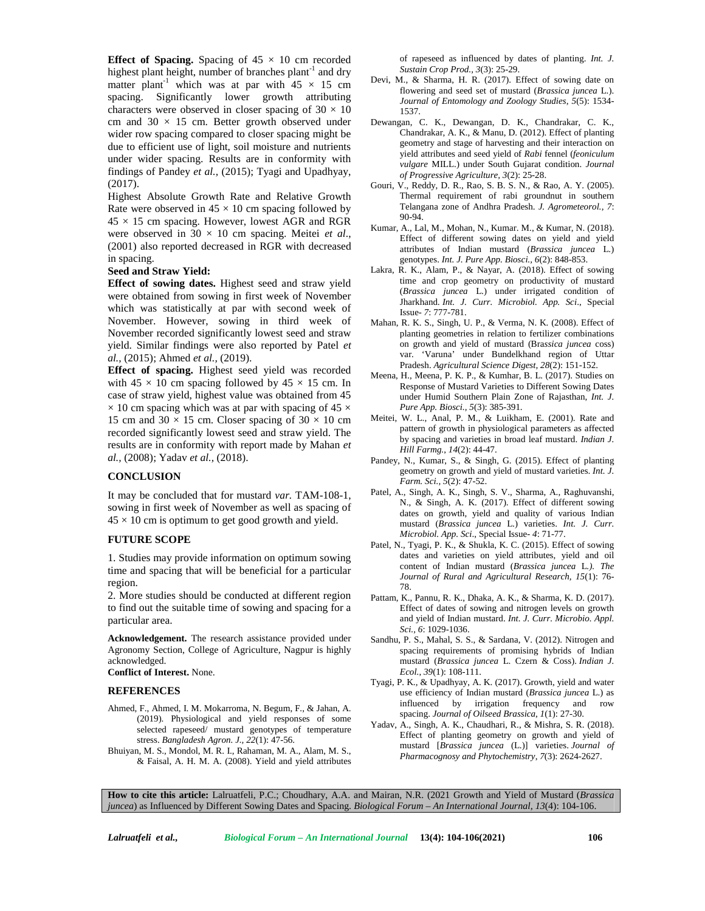**Effect of Spacing.** Spacing of 45 × 10 cm recorded highest plant height, number of branches plant$^{-1}$ and dry matter plant$^{-1}$ which was at par with 45 × 15 cm spacing. Significantly lower growth attributing characters were observed in closer spacing of 30 × 10 cm and 30 × 15 cm. Better growth observed under wider row spacing compared to closer spacing might be due to efficient use of light, soil moisture and nutrients under wider spacing. Results are in conformity with findings of Pandey *et al.,* (2015); Tyagi and Upadhyay, (2017).

Highest Absolute Growth Rate and Relative Growth Rate were observed in 45 × 10 cm spacing followed by 45 × 15 cm spacing. However, lowest AGR and RGR were observed in 30 × 10 cm spacing. Meitei *et al*., (2001) also reported decreased in RGR with decreased in spacing.

**Seed and Straw Yield:**

**Effect of sowing dates.** Highest seed and straw yield were obtained from sowing in first week of November which was statistically at par with second week of November. However, sowing in third week of November recorded significantly lowest seed and straw yield. Similar findings were also reported by Patel *et al.,* (2015); Ahmed *et al.,* (2019).

**Effect of spacing.** Highest seed yield was recorded with 45 × 10 cm spacing followed by 45 × 15 cm. In case of straw yield, highest value was obtained from 45 × 10 cm spacing which was at par with spacing of 45 × 15 cm and 30 × 15 cm. Closer spacing of 30 × 10 cm recorded significantly lowest seed and straw yield. The results are in conformity with report made by Mahan *et al.,* (2008); Yadav *et al.,* (2018).

## CONCLUSION

It may be concluded that for mustard *var.* TAM-108-1, sowing in first week of November as well as spacing of 45 × 10 cm is optimum to get good growth and yield.

## FUTURE SCOPE

1. Studies may provide information on optimum sowing time and spacing that will be beneficial for a particular region.
2. More studies should be conducted at different region to find out the suitable time of sowing and spacing for a particular area.

**Acknowledgement.** The research assistance provided under Agronomy Section, College of Agriculture, Nagpur is highly acknowledged.

**Conflict of Interest.** None.

## REFERENCES

Ahmed, F., Ahmed, I. M. Mokarroma, N. Begum, F., & Jahan, A. (2019). Physiological and yield responses of some selected rapeseed/ mustard genotypes of temperature stress. *Bangladesh Agron. J*., *22*(1): 47-56.

Bhuiyan, M. S., Mondol, M. R. I., Rahaman, M. A., Alam, M. S., & Faisal, A. H. M. A. (2008). Yield and yield attributes of rapeseed as influenced by dates of planting. *Int. J. Sustain Crop Prod., 3*(3): 25-29.

Devi, M., & Sharma, H. R. (2017). Effect of sowing date on flowering and seed set of mustard (*Brassica juncea* L.). *Journal of Entomology and Zoology Studies*, *5*(5): 1534-1537.

Dewangan, C. K., Dewangan, D. K., Chandrakar, C. K., Chandrakar, A. K., & Manu, D. (2012). Effect of planting geometry and stage of harvesting and their interaction on yield attributes and seed yield of *Rabi* fennel (*feoniculum vulgare* MILL.) under South Gujarat condition. *Journal of Progressive Agriculture*, *3*(2): 25-28.

Gouri, V., Reddy, D. R., Rao, S. B. S. N., & Rao, A. Y. (2005). Thermal requirement of rabi groundnut in southern Telangana zone of Andhra Pradesh. *J. Agrometeorol., 7*: 90-94.

Kumar, A., Lal, M., Mohan, N., Kumar. M., & Kumar, N. (2018). Effect of different sowing dates on yield and yield attributes of Indian mustard (*Brassica juncea* L.) genotypes. *Int. J. Pure App. Biosci., 6*(2): 848-853.

Lakra, R. K., Alam, P., & Nayar, A. (2018). Effect of sowing time and crop geometry on productivity of mustard (*Brassica juncea* L.) under irrigated condition of Jharkhand. *Int. J. Curr. Microbiol. App. Sci*., Special Issue- *7*: 777-781.

Mahan, R. K. S., Singh, U. P., & Verma, N. K. (2008). Effect of planting geometries in relation to fertilizer combinations on growth and yield of mustard (Bra*ssica juncea* coss) var. 'Varuna' under Bundelkhand region of Uttar Pradesh. *Agricultural Science Digest, 28*(2): 151-152.

Meena, H., Meena, P. K. P., & Kumhar, B. L. (2017). Studies on Response of Mustard Varieties to Different Sowing Dates under Humid Southern Plain Zone of Rajasthan, *Int. J. Pure App. Biosci., 5*(3): 385-391.

Meitei, W. L., Anal, P. M., & Luikham, E. (2001). Rate and pattern of growth in physiological parameters as affected by spacing and varieties in broad leaf mustard. *Indian J. Hill Farmg., 14*(2): 44-47.

Pandey, N., Kumar, S., & Singh, G. (2015). Effect of planting geometry on growth and yield of mustard varieties. *Int. J. Farm. Sci., 5*(2): 47-52.

Patel, A., Singh, A. K., Singh, S. V., Sharma, A., Raghuvanshi, N., & Singh, A. K. (2017). Effect of different sowing dates on growth, yield and quality of various Indian mustard (*Brassica juncea* L.) varieties. *Int. J. Curr. Microbiol. App. Sci*., Special Issue- *4*: 71-77.

Patel, N., Tyagi, P. K., & Shukla, K. C. (2015). Effect of sowing dates and varieties on yield attributes, yield and oil content of Indian mustard (*Brassica juncea* L*.). The Journal of Rural and Agricultural Research, 15*(1): 76-78.

Pattam, K., Pannu, R. K., Dhaka, A. K., & Sharma, K. D. (2017). Effect of dates of sowing and nitrogen levels on growth and yield of Indian mustard. *Int. J. Curr. Microbio. Appl. Sci., 6*: 1029-1036.

Sandhu, P. S., Mahal, S. S., & Sardana, V. (2012). Nitrogen and spacing requirements of promising hybrids of Indian mustard (*Brassica juncea* L. Czern & Coss). *Indian J. Ecol., 39*(1): 108-111.

Tyagi, P. K., & Upadhyay, A. K. (2017). Growth, yield and water use efficiency of Indian mustard (*Brassica juncea* L.) as influenced by irrigation frequency and row spacing. *Journal of Oilseed Brassica, 1*(1): 27-30.

Yadav, A., Singh, A. K., Chaudhari, R., & Mishra, S. R. (2018). Effect of planting geometry on growth and yield of mustard [*Brassica juncea* (L.)] varieties. *Journal of Pharmacognosy and Phytochemistry, 7*(3): 2624-2627.

**How to cite this article:** Lalruatfeli, P.C.; Choudhary, A.A. and Mairan, N.R. (2021 Growth and Yield of Mustard (*Brassica juncea*) as Influenced by Different Sowing Dates and Spacing. *Biological Forum – An International Journal, 13*(4): 104-106.